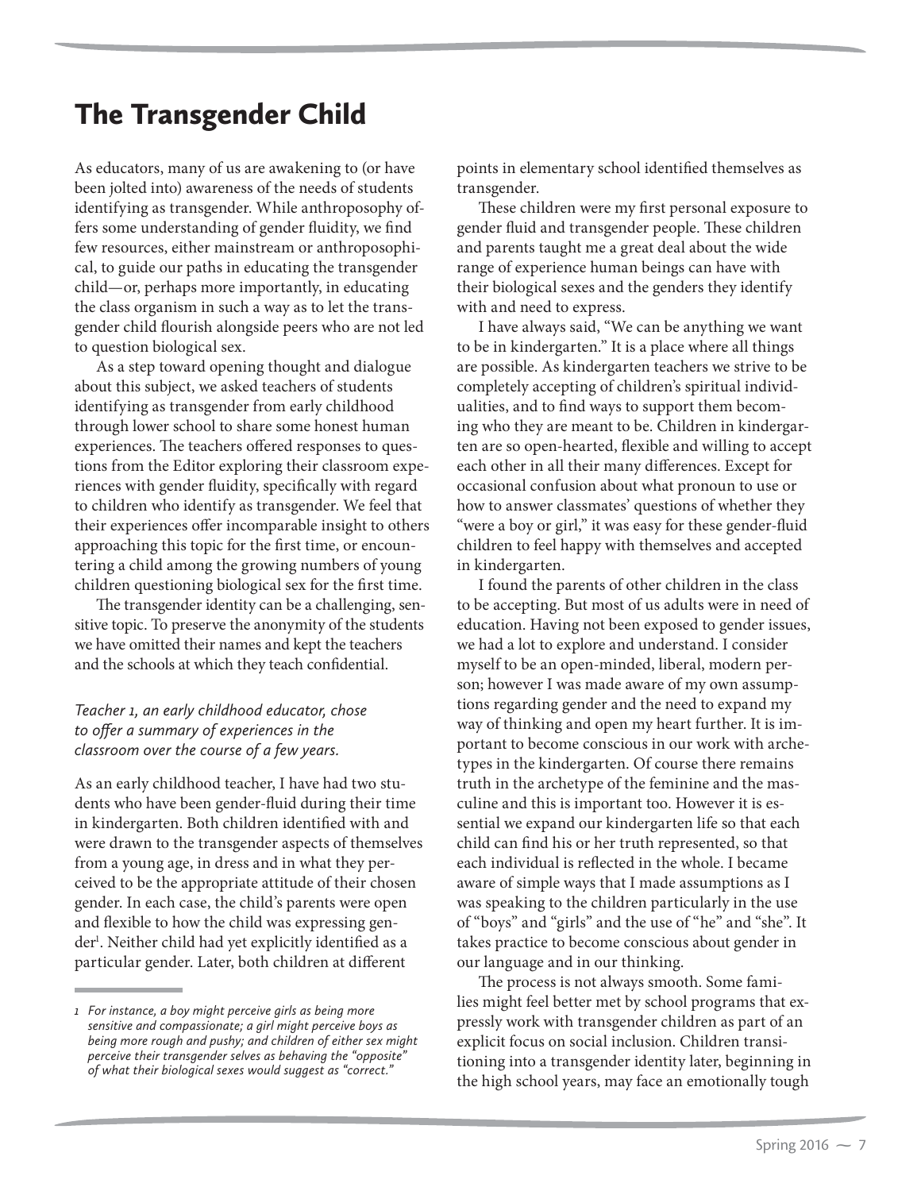# The Transgender Child

As educators, many of us are awakening to (or have been jolted into) awareness of the needs of students identifying as transgender. While anthroposophy offers some understanding of gender fluidity, we find few resources, either mainstream or anthroposophical, to guide our paths in educating the transgender child—or, perhaps more importantly, in educating the class organism in such a way as to let the transgender child flourish alongside peers who are not led to question biological sex.

As a step toward opening thought and dialogue about this subject, we asked teachers of students identifying as transgender from early childhood through lower school to share some honest human experiences. The teachers offered responses to questions from the Editor exploring their classroom experiences with gender fluidity, specifically with regard to children who identify as transgender. We feel that their experiences offer incomparable insight to others approaching this topic for the first time, or encountering a child among the growing numbers of young children questioning biological sex for the first time.

The transgender identity can be a challenging, sensitive topic. To preserve the anonymity of the students we have omitted their names and kept the teachers and the schools at which they teach confidential.

*Teacher 1, an early childhood educator, chose to offer a summary of experiences in the classroom over the course of a few years.*

As an early childhood teacher, I have had two students who have been gender-fluid during their time in kindergarten. Both children identified with and were drawn to the transgender aspects of themselves from a young age, in dress and in what they perceived to be the appropriate attitude of their chosen gender. In each case, the child's parents were open and flexible to how the child was expressing gender[1]. Neither child had yet explicitly identified as a particular gender. Later, both children at different points in elementary school identified themselves as transgender.

These children were my first personal exposure to gender fluid and transgender people. These children and parents taught me a great deal about the wide range of experience human beings can have with their biological sexes and the genders they identify with and need to express.

I have always said, "We can be anything we want to be in kindergarten." It is a place where all things are possible. As kindergarten teachers we strive to be completely accepting of children's spiritual individualities, and to find ways to support them becoming who they are meant to be. Children in kindergarten are so open-hearted, flexible and willing to accept each other in all their many differences. Except for occasional confusion about what pronoun to use or how to answer classmates' questions of whether they "were a boy or girl," it was easy for these gender-fluid children to feel happy with themselves and accepted in kindergarten.

I found the parents of other children in the class to be accepting. But most of us adults were in need of education. Having not been exposed to gender issues, we had a lot to explore and understand. I consider myself to be an open-minded, liberal, modern person; however I was made aware of my own assumptions regarding gender and the need to expand my way of thinking and open my heart further. It is important to become conscious in our work with archetypes in the kindergarten. Of course there remains truth in the archetype of the feminine and the masculine and this is important too. However it is essential we expand our kindergarten life so that each child can find his or her truth represented, so that each individual is reflected in the whole. I became aware of simple ways that I made assumptions as I was speaking to the children particularly in the use of "boys" and "girls" and the use of "he" and "she". It takes practice to become conscious about gender in our language and in our thinking.

The process is not always smooth. Some families might feel better met by school programs that expressly work with transgender children as part of an explicit focus on social inclusion. Children transitioning into a transgender identity later, beginning in the high school years, may face an emotionally tough

---

*1 For instance, a boy might perceive girls as being more sensitive and compassionate; a girl might perceive boys as being more rough and pushy; and children of either sex might perceive their transgender selves as behaving the "opposite" of what their biological sexes would suggest as "correct."*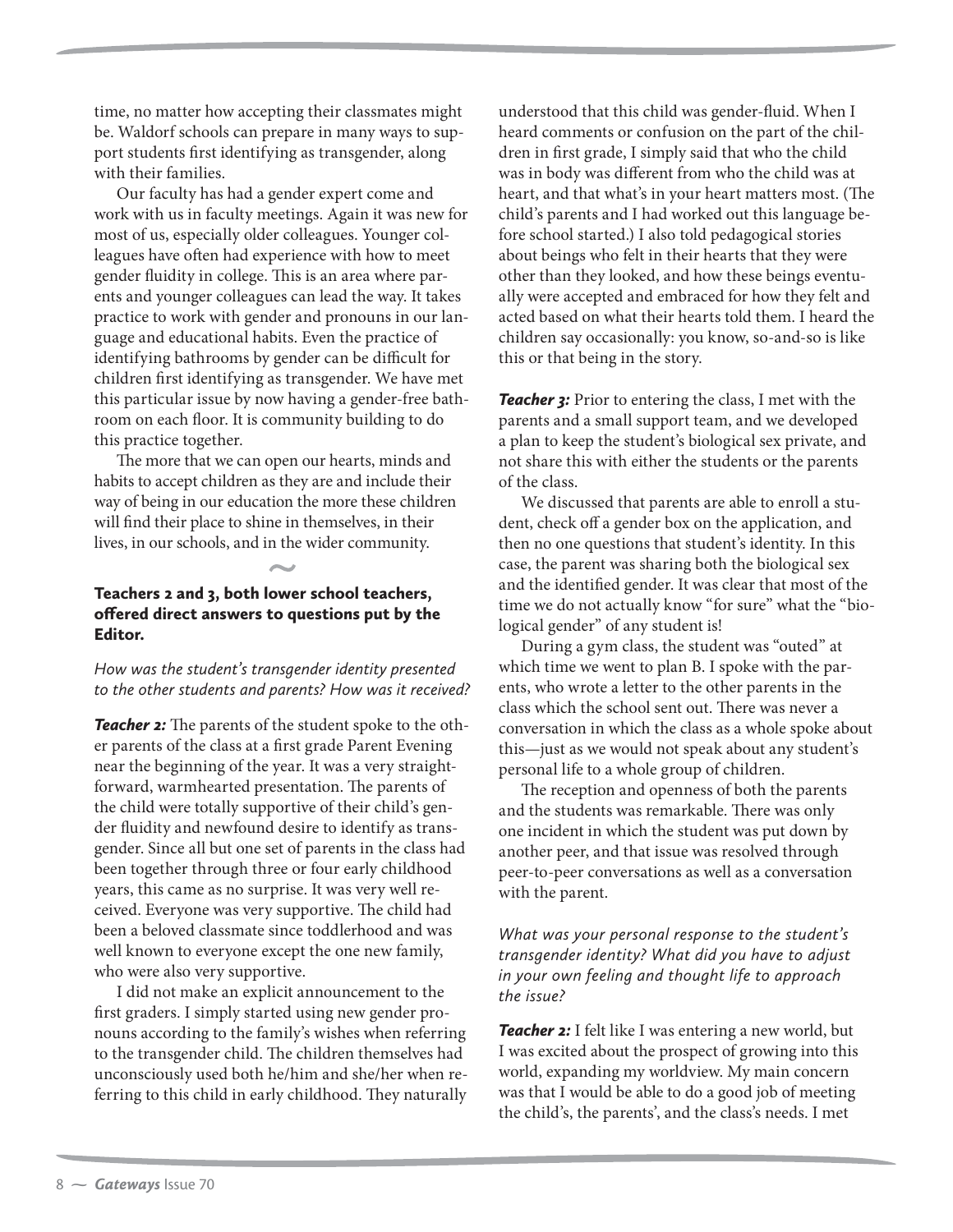time, no matter how accepting their classmates might be. Waldorf schools can prepare in many ways to support students first identifying as transgender, along with their families.

Our faculty has had a gender expert come and work with us in faculty meetings. Again it was new for most of us, especially older colleagues. Younger colleagues have often had experience with how to meet gender fluidity in college. This is an area where parents and younger colleagues can lead the way. It takes practice to work with gender and pronouns in our language and educational habits. Even the practice of identifying bathrooms by gender can be difficult for children first identifying as transgender. We have met this particular issue by now having a gender-free bathroom on each floor. It is community building to do this practice together.

The more that we can open our hearts, minds and habits to accept children as they are and include their way of being in our education the more these children will find their place to shine in themselves, in their lives, in our schools, and in the wider community.

~

**Teachers 2 and 3, both lower school teachers, offered direct answers to questions put by the Editor.**

*How was the student's transgender identity presented to the other students and parents? How was it received?*

***Teacher 2:*** The parents of the student spoke to the other parents of the class at a first grade Parent Evening near the beginning of the year. It was a very straightforward, warmhearted presentation. The parents of the child were totally supportive of their child's gender fluidity and newfound desire to identify as transgender. Since all but one set of parents in the class had been together through three or four early childhood years, this came as no surprise. It was very well received. Everyone was very supportive. The child had been a beloved classmate since toddlerhood and was well known to everyone except the one new family, who were also very supportive.

I did not make an explicit announcement to the first graders. I simply started using new gender pronouns according to the family's wishes when referring to the transgender child. The children themselves had unconsciously used both he/him and she/her when referring to this child in early childhood. They naturally understood that this child was gender-fluid. When I heard comments or confusion on the part of the children in first grade, I simply said that who the child was in body was different from who the child was at heart, and that what's in your heart matters most. (The child's parents and I had worked out this language before school started.) I also told pedagogical stories about beings who felt in their hearts that they were other than they looked, and how these beings eventually were accepted and embraced for how they felt and acted based on what their hearts told them. I heard the children say occasionally: you know, so-and-so is like this or that being in the story.

***Teacher 3:*** Prior to entering the class, I met with the parents and a small support team, and we developed a plan to keep the student's biological sex private, and not share this with either the students or the parents of the class.

We discussed that parents are able to enroll a student, check off a gender box on the application, and then no one questions that student's identity. In this case, the parent was sharing both the biological sex and the identified gender. It was clear that most of the time we do not actually know "for sure" what the "biological gender" of any student is!

During a gym class, the student was "outed" at which time we went to plan B. I spoke with the parents, who wrote a letter to the other parents in the class which the school sent out. There was never a conversation in which the class as a whole spoke about this—just as we would not speak about any student's personal life to a whole group of children.

The reception and openness of both the parents and the students was remarkable. There was only one incident in which the student was put down by another peer, and that issue was resolved through peer-to-peer conversations as well as a conversation with the parent.

*What was your personal response to the student's transgender identity? What did you have to adjust in your own feeling and thought life to approach the issue?*

***Teacher 2:*** I felt like I was entering a new world, but I was excited about the prospect of growing into this world, expanding my worldview. My main concern was that I would be able to do a good job of meeting the child's, the parents', and the class's needs. I met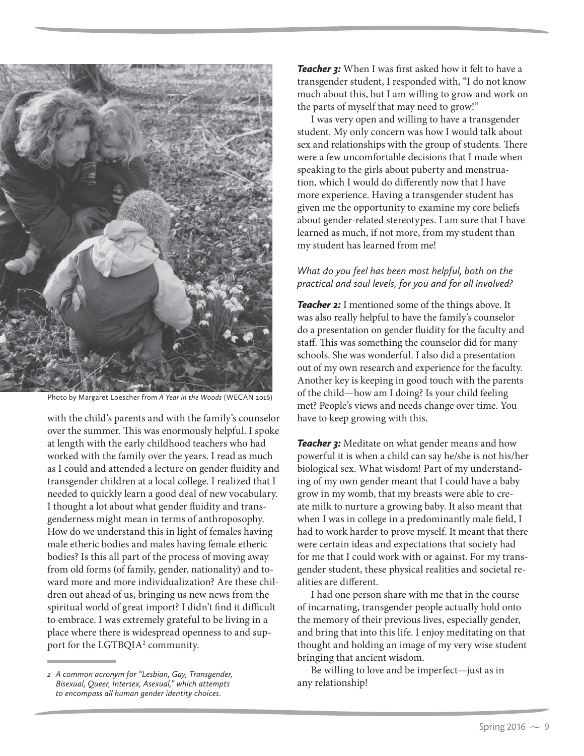Photo by Margaret Loescher from *A Year in the Woods* (WECAN 2016)

with the child's parents and with the family's counselor over the summer. This was enormously helpful. I spoke at length with the early childhood teachers who had worked with the family over the years. I read as much as I could and attended a lecture on gender fluidity and transgender children at a local college. I realized that I needed to quickly learn a good deal of new vocabulary. I thought a lot about what gender fluidity and transgenderness might mean in terms of anthroposophy. How do we understand this in light of females having male etheric bodies and males having female etheric bodies? Is this all part of the process of moving away from old forms (of family, gender, nationality) and toward more and more individualization? Are these children out ahead of us, bringing us new news from the spiritual world of great import? I didn't find it difficult to embrace. I was extremely grateful to be living in a place where there is widespread openness to and support for the LGTBQIA[2] community.

*2 A common acronym for "Lesbian, Gay, Transgender, Bisexual, Queer, Intersex, Asexual," which attempts to encompass all human gender identity choices.*

***Teacher 3:*** When I was first asked how it felt to have a transgender student, I responded with, "I do not know much about this, but I am willing to grow and work on the parts of myself that may need to grow!"

I was very open and willing to have a transgender student. My only concern was how I would talk about sex and relationships with the group of students. There were a few uncomfortable decisions that I made when speaking to the girls about puberty and menstruation, which I would do differently now that I have more experience. Having a transgender student has given me the opportunity to examine my core beliefs about gender-related stereotypes. I am sure that I have learned as much, if not more, from my student than my student has learned from me!

*What do you feel has been most helpful, both on the practical and soul levels, for you and for all involved?*

***Teacher 2:*** I mentioned some of the things above. It was also really helpful to have the family's counselor do a presentation on gender fluidity for the faculty and staff. This was something the counselor did for many schools. She was wonderful. I also did a presentation out of my own research and experience for the faculty. Another key is keeping in good touch with the parents of the child—how am I doing? Is your child feeling met? People's views and needs change over time. You have to keep growing with this.

***Teacher 3:*** Meditate on what gender means and how powerful it is when a child can say he/she is not his/her biological sex. What wisdom! Part of my understanding of my own gender meant that I could have a baby grow in my womb, that my breasts were able to create milk to nurture a growing baby. It also meant that when I was in college in a predominantly male field, I had to work harder to prove myself. It meant that there were certain ideas and expectations that society had for me that I could work with or against. For my transgender student, these physical realities and societal realities are different.

I had one person share with me that in the course of incarnating, transgender people actually hold onto the memory of their previous lives, especially gender, and bring that into this life. I enjoy meditating on that thought and holding an image of my very wise student bringing that ancient wisdom.

Be willing to love and be imperfect—just as in any relationship!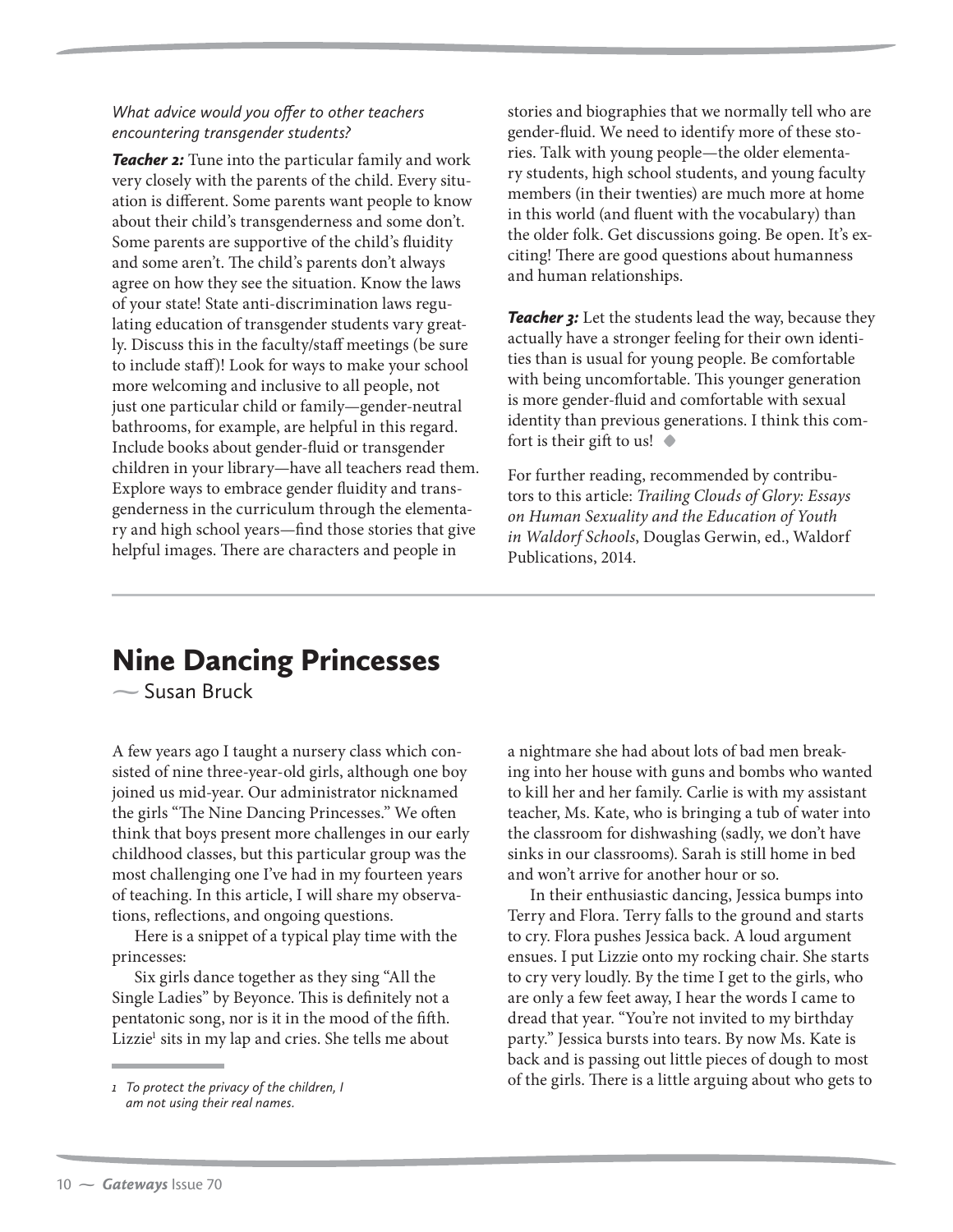*What advice would you offer to other teachers encountering transgender students?*

***Teacher 2:*** Tune into the particular family and work very closely with the parents of the child. Every situation is different. Some parents want people to know about their child's transgenderness and some don't. Some parents are supportive of the child's fluidity and some aren't. The child's parents don't always agree on how they see the situation. Know the laws of your state! State anti-discrimination laws regulating education of transgender students vary greatly. Discuss this in the faculty/staff meetings (be sure to include staff)! Look for ways to make your school more welcoming and inclusive to all people, not just one particular child or family—gender-neutral bathrooms, for example, are helpful in this regard. Include books about gender-fluid or transgender children in your library—have all teachers read them. Explore ways to embrace gender fluidity and transgenderness in the curriculum through the elementary and high school years—find those stories that give helpful images. There are characters and people in stories and biographies that we normally tell who are gender-fluid. We need to identify more of these stories. Talk with young people—the older elementary students, high school students, and young faculty members (in their twenties) are much more at home in this world (and fluent with the vocabulary) than the older folk. Get discussions going. Be open. It's exciting! There are good questions about humanness and human relationships.

***Teacher 3:*** Let the students lead the way, because they actually have a stronger feeling for their own identities than is usual for young people. Be comfortable with being uncomfortable. This younger generation is more gender-fluid and comfortable with sexual identity than previous generations. I think this comfort is their gift to us! ◆

For further reading, recommended by contributors to this article: *Trailing Clouds of Glory: Essays on Human Sexuality and the Education of Youth in Waldorf Schools*, Douglas Gerwin, ed., Waldorf Publications, 2014.

---

# Nine Dancing Princesses

~ Susan Bruck

A few years ago I taught a nursery class which consisted of nine three-year-old girls, although one boy joined us mid-year. Our administrator nicknamed the girls "The Nine Dancing Princesses." We often think that boys present more challenges in our early childhood classes, but this particular group was the most challenging one I've had in my fourteen years of teaching. In this article, I will share my observations, reflections, and ongoing questions.

Here is a snippet of a typical play time with the princesses:

Six girls dance together as they sing "All the Single Ladies" by Beyonce. This is definitely not a pentatonic song, nor is it in the mood of the fifth. Lizzie[1] sits in my lap and cries. She tells me about a nightmare she had about lots of bad men breaking into her house with guns and bombs who wanted to kill her and her family. Carlie is with my assistant teacher, Ms. Kate, who is bringing a tub of water into the classroom for dishwashing (sadly, we don't have sinks in our classrooms). Sarah is still home in bed and won't arrive for another hour or so.

In their enthusiastic dancing, Jessica bumps into Terry and Flora. Terry falls to the ground and starts to cry. Flora pushes Jessica back. A loud argument ensues. I put Lizzie onto my rocking chair. She starts to cry very loudly. By the time I get to the girls, who are only a few feet away, I hear the words I came to dread that year. "You're not invited to my birthday party." Jessica bursts into tears. By now Ms. Kate is back and is passing out little pieces of dough to most of the girls. There is a little arguing about who gets to

*1 To protect the privacy of the children, I am not using their real names.*